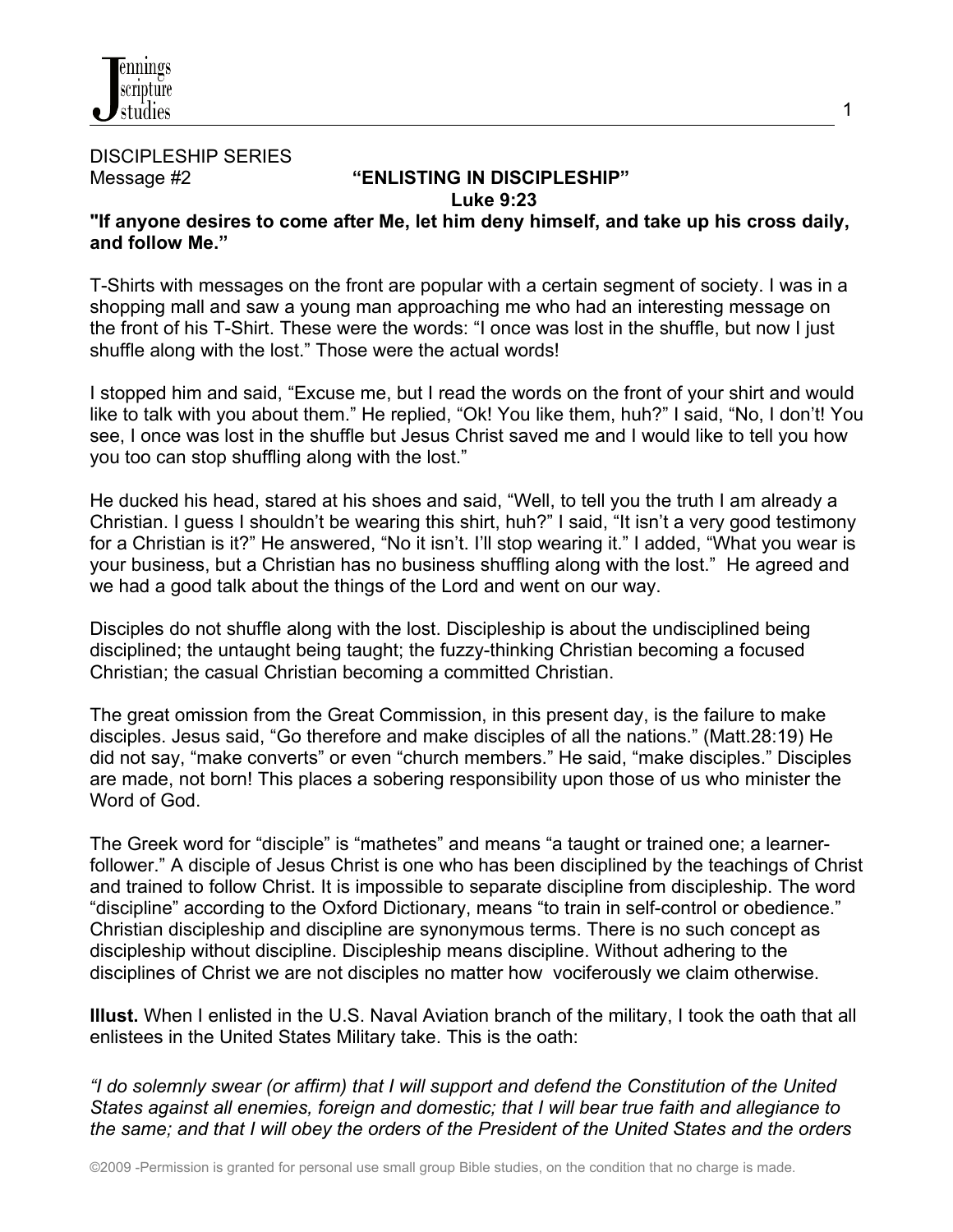DISCIPLESHIP SERIES

Message #2 **"ENLISTING IN DISCIPLESHIP"**

**Luke 9:23**

**"If anyone desires to come after Me, let him deny himself, and take up his cross daily, and follow Me."**

T-Shirts with messages on the front are popular with a certain segment of society. I was in a shopping mall and saw a young man approaching me who had an interesting message on the front of his T-Shirt. These were the words: "I once was lost in the shuffle, but now I just shuffle along with the lost." Those were the actual words!

I stopped him and said, "Excuse me, but I read the words on the front of your shirt and would like to talk with you about them." He replied, "Ok! You like them, huh?" I said, "No, I don't! You see, I once was lost in the shuffle but Jesus Christ saved me and I would like to tell you how you too can stop shuffling along with the lost."

He ducked his head, stared at his shoes and said, "Well, to tell you the truth I am already a Christian. I guess I shouldn't be wearing this shirt, huh?" I said, "It isn't a very good testimony for a Christian is it?" He answered, "No it isn't. I'll stop wearing it." I added, "What you wear is your business, but a Christian has no business shuffling along with the lost." He agreed and we had a good talk about the things of the Lord and went on our way.

Disciples do not shuffle along with the lost. Discipleship is about the undisciplined being disciplined; the untaught being taught; the fuzzy-thinking Christian becoming a focused Christian; the casual Christian becoming a committed Christian.

The great omission from the Great Commission, in this present day, is the failure to make disciples. Jesus said, "Go therefore and make disciples of all the nations." (Matt.28:19) He did not say, "make converts" or even "church members." He said, "make disciples." Disciples are made, not born! This places a sobering responsibility upon those of us who minister the Word of God.

The Greek word for "disciple" is "mathetes" and means "a taught or trained one; a learner-follower." A disciple of Jesus Christ is one who has been disciplined by the teachings of Christ and trained to follow Christ. It is impossible to separate discipline from discipleship. The word "discipline" according to the Oxford Dictionary, means "to train in self-control or obedience." Christian discipleship and discipline are synonymous terms. There is no such concept as discipleship without discipline. Discipleship means discipline. Without adhering to the disciplines of Christ we are not disciples no matter how vociferously we claim otherwise.

**Illust.** When I enlisted in the U.S. Naval Aviation branch of the military, I took the oath that all enlistees in the United States Military take. This is the oath:

*"I do solemnly swear (or affirm) that I will support and defend the Constitution of the United States against all enemies, foreign and domestic; that I will bear true faith and allegiance to the same; and that I will obey the orders of the President of the United States and the orders*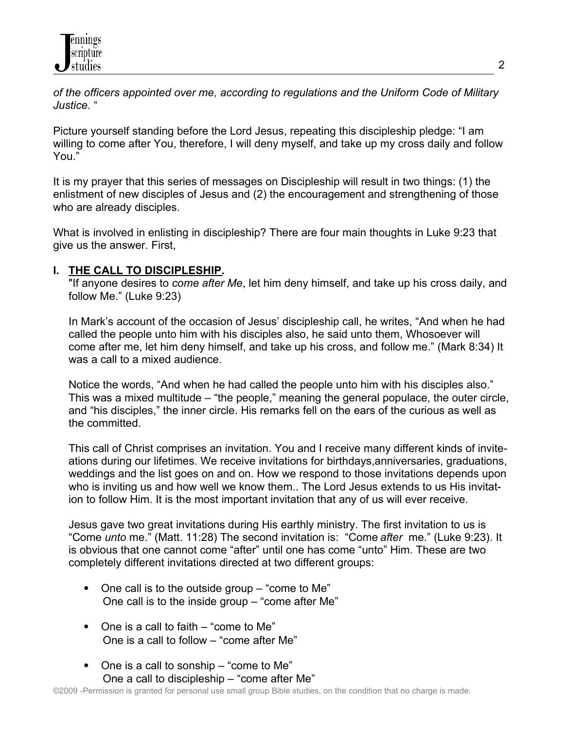*of the officers appointed over me, according to regulations and the Uniform Code of Military Justice.* "

Picture yourself standing before the Lord Jesus, repeating this discipleship pledge: "I am willing to come after You, therefore, I will deny myself, and take up my cross daily and follow You."

It is my prayer that this series of messages on Discipleship will result in two things: (1) the enlistment of new disciples of Jesus and (2) the encouragement and strengthening of those who are already disciples.

What is involved in enlisting in discipleship? There are four main thoughts in Luke 9:23 that give us the answer. First,

## I. THE CALL TO DISCIPLESHIP.

"If anyone desires to *come after Me*, let him deny himself, and take up his cross daily, and follow Me." (Luke 9:23)

In Mark's account of the occasion of Jesus' discipleship call, he writes, "And when he had called the people unto him with his disciples also, he said unto them, Whosoever will come after me, let him deny himself, and take up his cross, and follow me." (Mark 8:34) It was a call to a mixed audience.

Notice the words, "And when he had called the people unto him with his disciples also." This was a mixed multitude – "the people," meaning the general populace, the outer circle, and "his disciples," the inner circle. His remarks fell on the ears of the curious as well as the committed.

This call of Christ comprises an invitation. You and I receive many different kinds of invite-ations during our lifetimes. We receive invitations for birthdays,anniversaries, graduations, weddings and the list goes on and on. How we respond to those invitations depends upon who is inviting us and how well we know them.. The Lord Jesus extends to us His invitat-ion to follow Him. It is the most important invitation that any of us will ever receive.

Jesus gave two great invitations during His earthly ministry. The first invitation to us is "Come *unto* me." (Matt. 11:28) The second invitation is: "Come *after* me." (Luke 9:23). It is obvious that one cannot come "after" until one has come "unto" Him. These are two completely different invitations directed at two different groups:

- One call is to the outside group – "come to Me"
  One call is to the inside group – "come after Me"
- One is a call to faith – "come to Me"
  One is a call to follow – "come after Me"
- One is a call to sonship – "come to Me"
  One a call to discipleship – "come after Me"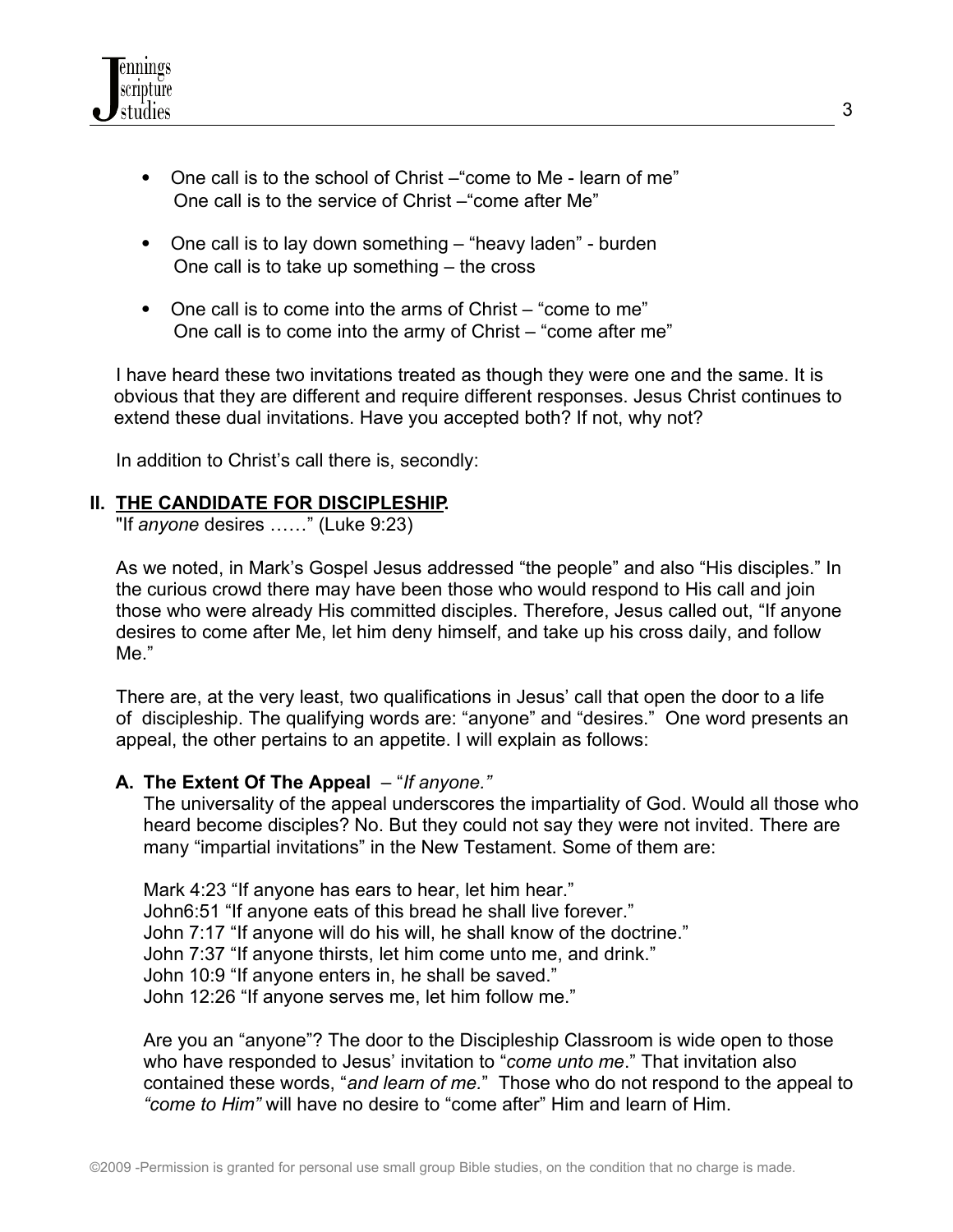- One call is to the school of Christ –"come to Me - learn of me"
  One call is to the service of Christ –"come after Me"

- One call is to lay down something – "heavy laden" - burden
  One call is to take up something – the cross

- One call is to come into the arms of Christ – "come to me"
  One call is to come into the army of Christ – "come after me"

I have heard these two invitations treated as though they were one and the same. It is obvious that they are different and require different responses. Jesus Christ continues to extend these dual invitations. Have you accepted both? If not, why not?

In addition to Christ's call there is, secondly:

## II. THE CANDIDATE FOR DISCIPLESHIP.

"If *anyone* desires ……" (Luke 9:23)

As we noted, in Mark's Gospel Jesus addressed "the people" and also "His disciples." In the curious crowd there may have been those who would respond to His call and join those who were already His committed disciples. Therefore, Jesus called out, "If anyone desires to come after Me, let him deny himself, and take up his cross daily, and follow Me."

There are, at the very least, two qualifications in Jesus' call that open the door to a life of discipleship. The qualifying words are: "anyone" and "desires." One word presents an appeal, the other pertains to an appetite. I will explain as follows:

### A. The Extent Of The Appeal – "*If anyone.*"

The universality of the appeal underscores the impartiality of God. Would all those who heard become disciples? No. But they could not say they were not invited. There are many "impartial invitations" in the New Testament. Some of them are:

Mark 4:23 "If anyone has ears to hear, let him hear."
John6:51 "If anyone eats of this bread he shall live forever."
John 7:17 "If anyone will do his will, he shall know of the doctrine."
John 7:37 "If anyone thirsts, let him come unto me, and drink."
John 10:9 "If anyone enters in, he shall be saved."
John 12:26 "If anyone serves me, let him follow me."

Are you an "anyone"? The door to the Discipleship Classroom is wide open to those who have responded to Jesus' invitation to "*come unto me*." That invitation also contained these words, "*and learn of me.*" Those who do not respond to the appeal to *"come to Him"* will have no desire to "come after" Him and learn of Him.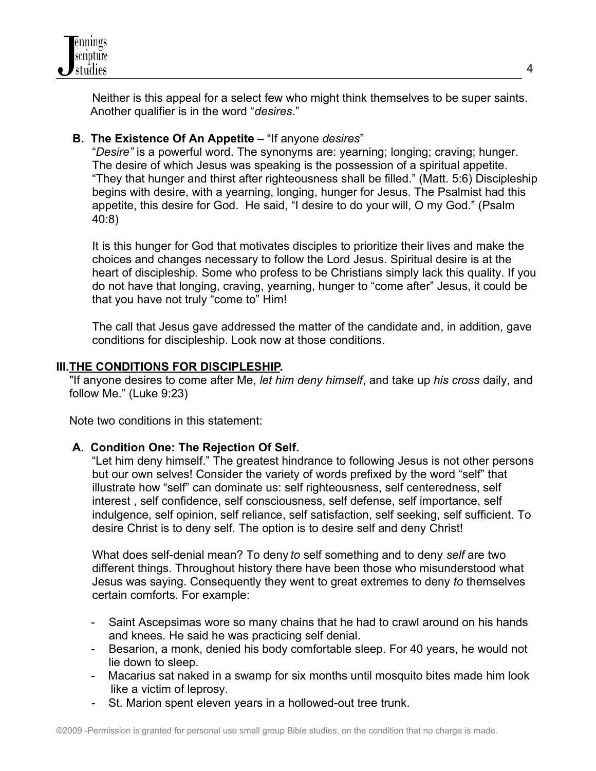Neither is this appeal for a select few who might think themselves to be super saints. Another qualifier is in the word "*desires*."

**B. The Existence Of An Appetite** – "If anyone *desires*"

"*Desire"* is a powerful word. The synonyms are: yearning; longing; craving; hunger. The desire of which Jesus was speaking is the possession of a spiritual appetite. "They that hunger and thirst after righteousness shall be filled." (Matt. 5:6) Discipleship begins with desire, with a yearning, longing, hunger for Jesus. The Psalmist had this appetite, this desire for God. He said, "I desire to do your will, O my God." (Psalm 40:8)

It is this hunger for God that motivates disciples to prioritize their lives and make the choices and changes necessary to follow the Lord Jesus. Spiritual desire is at the heart of discipleship. Some who profess to be Christians simply lack this quality. If you do not have that longing, craving, yearning, hunger to "come after" Jesus, it could be that you have not truly "come to" Him!

The call that Jesus gave addressed the matter of the candidate and, in addition, gave conditions for discipleship. Look now at those conditions.

## III. THE CONDITIONS FOR DISCIPLESHIP.

"If anyone desires to come after Me, *let him deny himself*, and take up *his cross* daily, and follow Me." (Luke 9:23)

Note two conditions in this statement:

**A. Condition One: The Rejection Of Self.**

"Let him deny himself." The greatest hindrance to following Jesus is not other persons but our own selves! Consider the variety of words prefixed by the word "self" that illustrate how "self" can dominate us: self righteousness, self centeredness, self interest , self confidence, self consciousness, self defense, self importance, self indulgence, self opinion, self reliance, self satisfaction, self seeking, self sufficient. To desire Christ is to deny self. The option is to desire self and deny Christ!

What does self-denial mean? To deny *to* self something and to deny *self* are two different things. Throughout history there have been those who misunderstood what Jesus was saying. Consequently they went to great extremes to deny *to* themselves certain comforts. For example:

- Saint Ascepsimas wore so many chains that he had to crawl around on his hands and knees. He said he was practicing self denial.
- Besarion, a monk, denied his body comfortable sleep. For 40 years, he would not lie down to sleep.
- Macarius sat naked in a swamp for six months until mosquito bites made him look like a victim of leprosy.
- St. Marion spent eleven years in a hollowed-out tree trunk.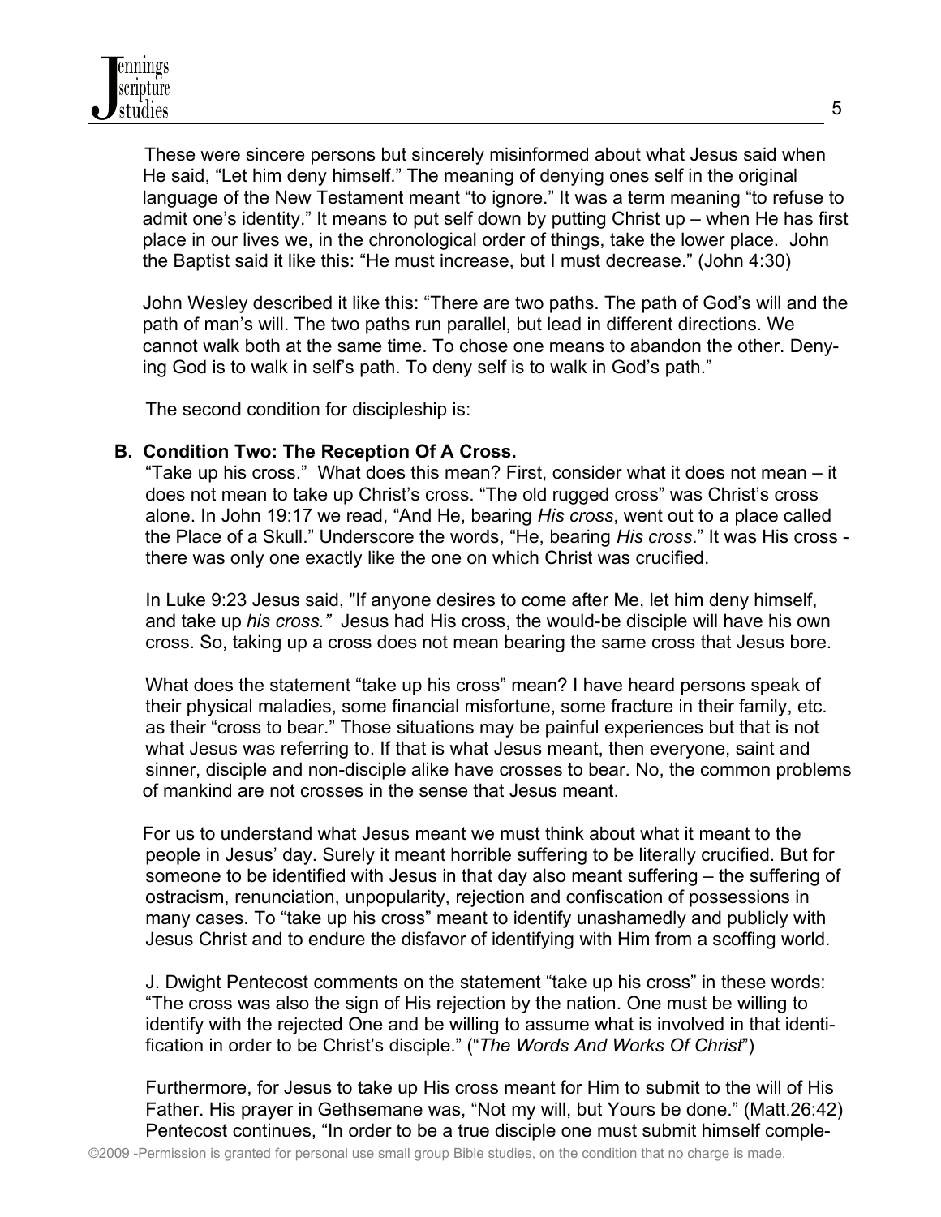These were sincere persons but sincerely misinformed about what Jesus said when He said, “Let him deny himself.” The meaning of denying ones self in the original language of the New Testament meant “to ignore.” It was a term meaning “to refuse to admit one’s identity.” It means to put self down by putting Christ up – when He has first place in our lives we, in the chronological order of things, take the lower place. John the Baptist said it like this: “He must increase, but I must decrease.” (John 4:30)

John Wesley described it like this: “There are two paths. The path of God’s will and the path of man’s will. The two paths run parallel, but lead in different directions. We cannot walk both at the same time. To chose one means to abandon the other. Denying God is to walk in self’s path. To deny self is to walk in God’s path.”

The second condition for discipleship is:

**B. Condition Two: The Reception Of A Cross.**

“Take up his cross.” What does this mean? First, consider what it does not mean – it does not mean to take up Christ’s cross. “The old rugged cross” was Christ’s cross alone. In John 19:17 we read, “And He, bearing *His cross*, went out to a place called the Place of a Skull.” Underscore the words, “He, bearing *His cross*.” It was His cross - there was only one exactly like the one on which Christ was crucified.

In Luke 9:23 Jesus said, "If anyone desires to come after Me, let him deny himself, and take up *his cross.”* Jesus had His cross, the would-be disciple will have his own cross. So, taking up a cross does not mean bearing the same cross that Jesus bore.

What does the statement “take up his cross” mean? I have heard persons speak of their physical maladies, some financial misfortune, some fracture in their family, etc. as their “cross to bear.” Those situations may be painful experiences but that is not what Jesus was referring to. If that is what Jesus meant, then everyone, saint and sinner, disciple and non-disciple alike have crosses to bear. No, the common problems of mankind are not crosses in the sense that Jesus meant.

For us to understand what Jesus meant we must think about what it meant to the people in Jesus’ day. Surely it meant horrible suffering to be literally crucified. But for someone to be identified with Jesus in that day also meant suffering – the suffering of ostracism, renunciation, unpopularity, rejection and confiscation of possessions in many cases. To “take up his cross” meant to identify unashamedly and publicly with Jesus Christ and to endure the disfavor of identifying with Him from a scoffing world.

J. Dwight Pentecost comments on the statement “take up his cross” in these words: “The cross was also the sign of His rejection by the nation. One must be willing to identify with the rejected One and be willing to assume what is involved in that identification in order to be Christ’s disciple.” (“*The Words And Works Of Christ*”)

Furthermore, for Jesus to take up His cross meant for Him to submit to the will of His Father. His prayer in Gethsemane was, “Not my will, but Yours be done.” (Matt.26:42) Pentecost continues, “In order to be a true disciple one must submit himself comple-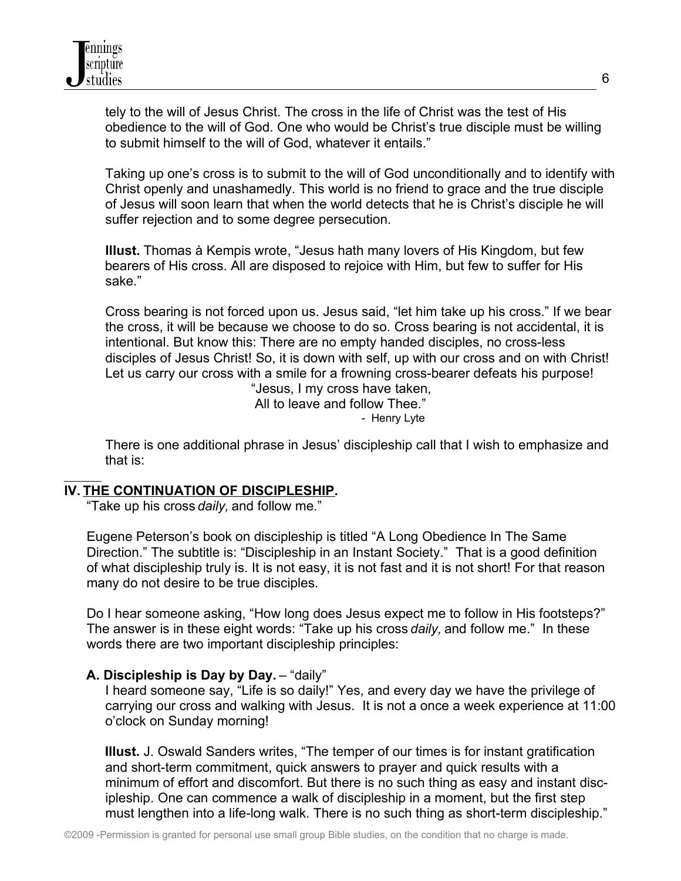tely to the will of Jesus Christ. The cross in the life of Christ was the test of His obedience to the will of God. One who would be Christ's true disciple must be willing to submit himself to the will of God, whatever it entails."

Taking up one's cross is to submit to the will of God unconditionally and to identify with Christ openly and unashamedly. This world is no friend to grace and the true disciple of Jesus will soon learn that when the world detects that he is Christ's disciple he will suffer rejection and to some degree persecution.

**Illust.** Thomas à Kempis wrote, "Jesus hath many lovers of His Kingdom, but few bearers of His cross. All are disposed to rejoice with Him, but few to suffer for His sake."

Cross bearing is not forced upon us. Jesus said, "let him take up his cross." If we bear the cross, it will be because we choose to do so. Cross bearing is not accidental, it is intentional. But know this: There are no empty handed disciples, no cross-less disciples of Jesus Christ! So, it is down with self, up with our cross and on with Christ! Let us carry our cross with a smile for a frowning cross-bearer defeats his purpose!

"Jesus, I my cross have taken,
All to leave and follow Thee."
- Henry Lyte

There is one additional phrase in Jesus' discipleship call that I wish to emphasize and that is:

## IV. THE CONTINUATION OF DISCIPLESHIP.

"Take up his cross *daily,* and follow me."

Eugene Peterson's book on discipleship is titled "A Long Obedience In The Same Direction." The subtitle is: "Discipleship in an Instant Society." That is a good definition of what discipleship truly is. It is not easy, it is not fast and it is not short! For that reason many do not desire to be true disciples.

Do I hear someone asking, "How long does Jesus expect me to follow in His footsteps?" The answer is in these eight words: "Take up his cross *daily,* and follow me." In these words there are two important discipleship principles:

### A. Discipleship is Day by Day. – "daily"

I heard someone say, "Life is so daily!" Yes, and every day we have the privilege of carrying our cross and walking with Jesus. It is not a once a week experience at 11:00 o'clock on Sunday morning!

**Illust.** J. Oswald Sanders writes, "The temper of our times is for instant gratification and short-term commitment, quick answers to prayer and quick results with a minimum of effort and discomfort. But there is no such thing as easy and instant discipleship. One can commence a walk of discipleship in a moment, but the first step must lengthen into a life-long walk. There is no such thing as short-term discipleship."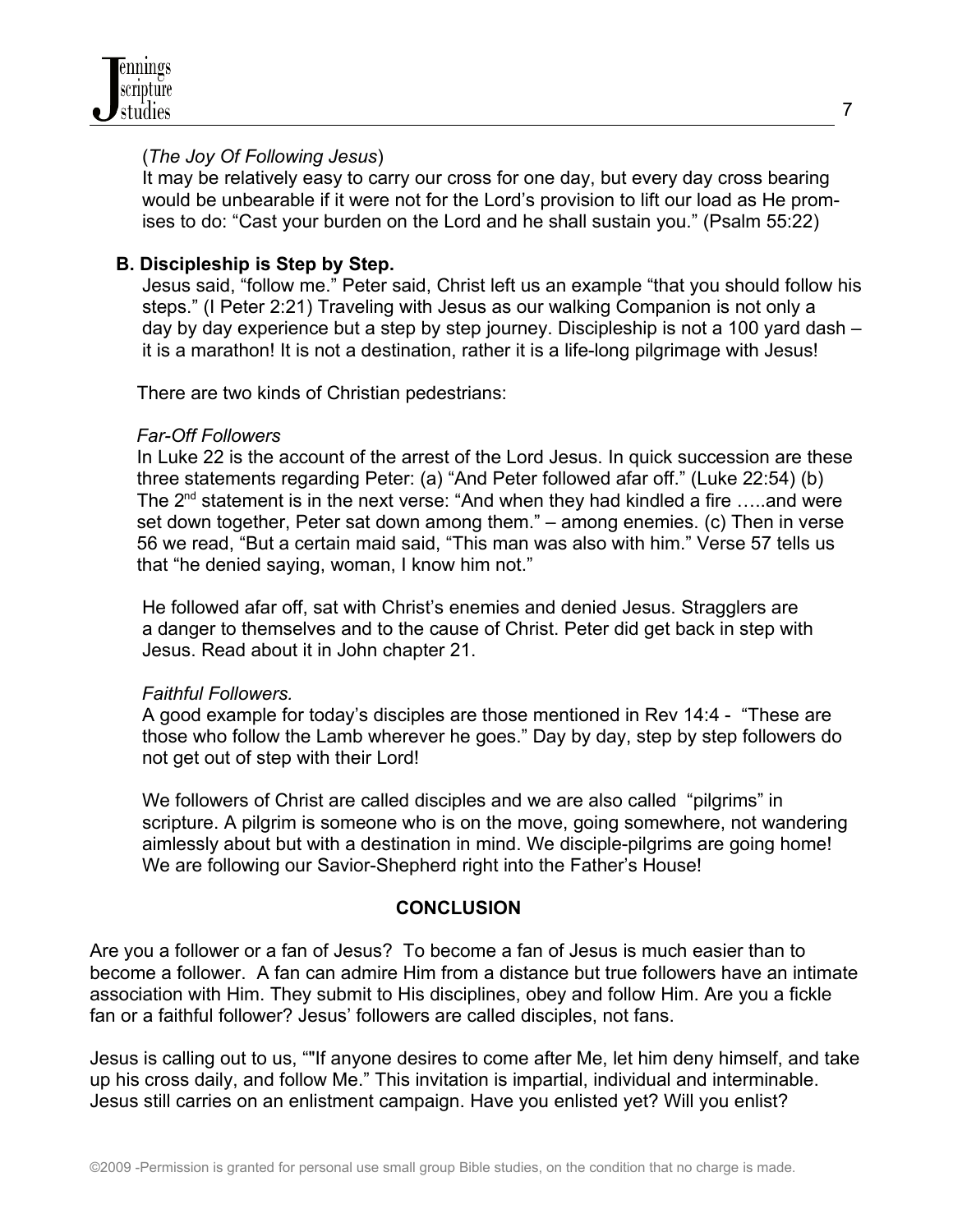(*The Joy Of Following Jesus*)
It may be relatively easy to carry our cross for one day, but every day cross bearing would be unbearable if it were not for the Lord's provision to lift our load as He promises to do: "Cast your burden on the Lord and he shall sustain you." (Psalm 55:22)

**B. Discipleship is Step by Step.**

Jesus said, "follow me." Peter said, Christ left us an example "that you should follow his steps." (I Peter 2:21) Traveling with Jesus as our walking Companion is not only a day by day experience but a step by step journey. Discipleship is not a 100 yard dash – it is a marathon! It is not a destination, rather it is a life-long pilgrimage with Jesus!

There are two kinds of Christian pedestrians:

*Far-Off Followers*
In Luke 22 is the account of the arrest of the Lord Jesus. In quick succession are these three statements regarding Peter: (a) "And Peter followed afar off." (Luke 22:54) (b) The 2nd statement is in the next verse: "And when they had kindled a fire …..and were set down together, Peter sat down among them." – among enemies. (c) Then in verse 56 we read, "But a certain maid said, "This man was also with him." Verse 57 tells us that "he denied saying, woman, I know him not."

He followed afar off, sat with Christ's enemies and denied Jesus. Stragglers are a danger to themselves and to the cause of Christ. Peter did get back in step with Jesus. Read about it in John chapter 21.

*Faithful Followers.*
A good example for today's disciples are those mentioned in Rev 14:4 - "These are those who follow the Lamb wherever he goes." Day by day, step by step followers do not get out of step with their Lord!

We followers of Christ are called disciples and we are also called "pilgrims" in scripture. A pilgrim is someone who is on the move, going somewhere, not wandering aimlessly about but with a destination in mind. We disciple-pilgrims are going home! We are following our Savior-Shepherd right into the Father's House!

## CONCLUSION

Are you a follower or a fan of Jesus? To become a fan of Jesus is much easier than to become a follower. A fan can admire Him from a distance but true followers have an intimate association with Him. They submit to His disciplines, obey and follow Him. Are you a fickle fan or a faithful follower? Jesus' followers are called disciples, not fans.

Jesus is calling out to us, ""If anyone desires to come after Me, let him deny himself, and take up his cross daily, and follow Me." This invitation is impartial, individual and interminable. Jesus still carries on an enlistment campaign. Have you enlisted yet? Will you enlist?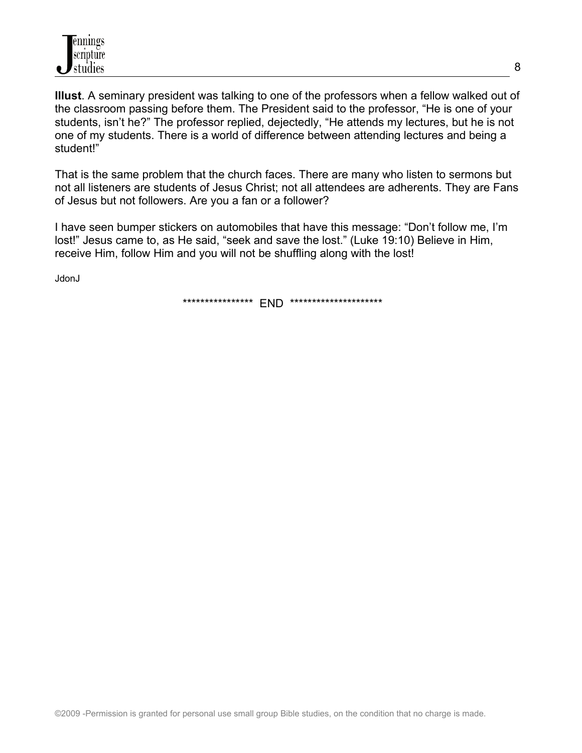**Illust**. A seminary president was talking to one of the professors when a fellow walked out of the classroom passing before them. The President said to the professor, “He is one of your students, isn’t he?” The professor replied, dejectedly, “He attends my lectures, but he is not one of my students. There is a world of difference between attending lectures and being a student!”

That is the same problem that the church faces. There are many who listen to sermons but not all listeners are students of Jesus Christ; not all attendees are adherents. They are Fans of Jesus but not followers. Are you a fan or a follower?

I have seen bumper stickers on automobiles that have this message: “Don’t follow me, I’m lost!” Jesus came to, as He said, “seek and save the lost.” (Luke 19:10) Believe in Him, receive Him, follow Him and you will not be shuffling along with the lost!

JdonJ

**************** END ********************

©2009 -Permission is granted for personal use small group Bible studies, on the condition that no charge is made.